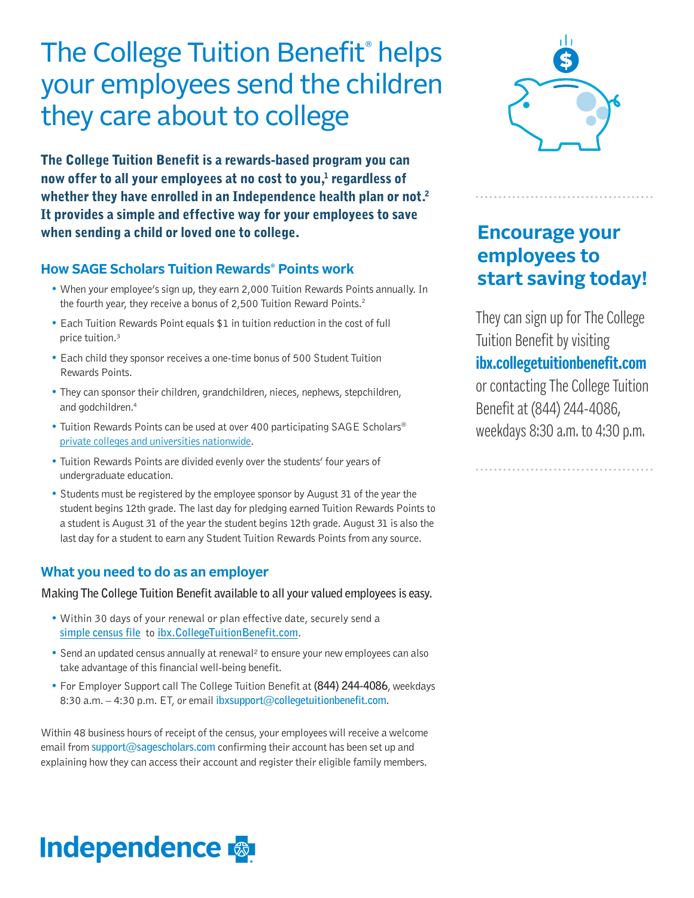# The College Tuition Benefit® helps your employees send the children they care about to college

**The College Tuition Benefit is a rewards-based program you can now offer to all your employees at no cost to you,[1] regardless of whether they have enrolled in an Independence health plan or not.[2] It provides a simple and effective way for your employees to save when sending a child or loved one to college.**

## How SAGE Scholars Tuition Rewards® Points work

- When your employee's sign up, they earn 2,000 Tuition Rewards Points annually. In the fourth year, they receive a bonus of 2,500 Tuition Reward Points.[2]
- Each Tuition Rewards Point equals $1 in tuition reduction in the cost of full price tuition.[3]
- Each child they sponsor receives a one-time bonus of 500 Student Tuition Rewards Points.
- They can sponsor their children, grandchildren, nieces, nephews, stepchildren, and godchildren.[4]
- Tuition Rewards Points can be used at over 400 participating SAGE Scholars® private colleges and universities nationwide.
- Tuition Rewards Points are divided evenly over the students' four years of undergraduate education.
- Students must be registered by the employee sponsor by August 31 of the year the student begins 12th grade. The last day for pledging earned Tuition Rewards Points to a student is August 31 of the year the student begins 12th grade. August 31 is also the last day for a student to earn any Student Tuition Rewards Points from any source.

## What you need to do as an employer

Making The College Tuition Benefit available to all your valued employees is easy.

- Within 30 days of your renewal or plan effective date, securely send a simple census file to ibx.CollegeTuitionBenefit.com.
- Send an updated census annually at renewal[2] to ensure your new employees can also take advantage of this financial well-being benefit.
- For Employer Support call The College Tuition Benefit at **(844) 244-4086**, weekdays 8:30 a.m. – 4:30 p.m. ET, or email ibxsupport@collegetuitionbenefit.com.

Within 48 business hours of receipt of the census, your employees will receive a welcome email from support@sagescholars.com confirming their account has been set up and explaining how they can access their account and register their eligible family members.

## Encourage your employees to start saving today!

They can sign up for The College Tuition Benefit by visiting **ibx.collegetuitionbenefit.com** or contacting The College Tuition Benefit at (844) 244-4086, weekdays 8:30 a.m. to 4:30 p.m.

**Independence**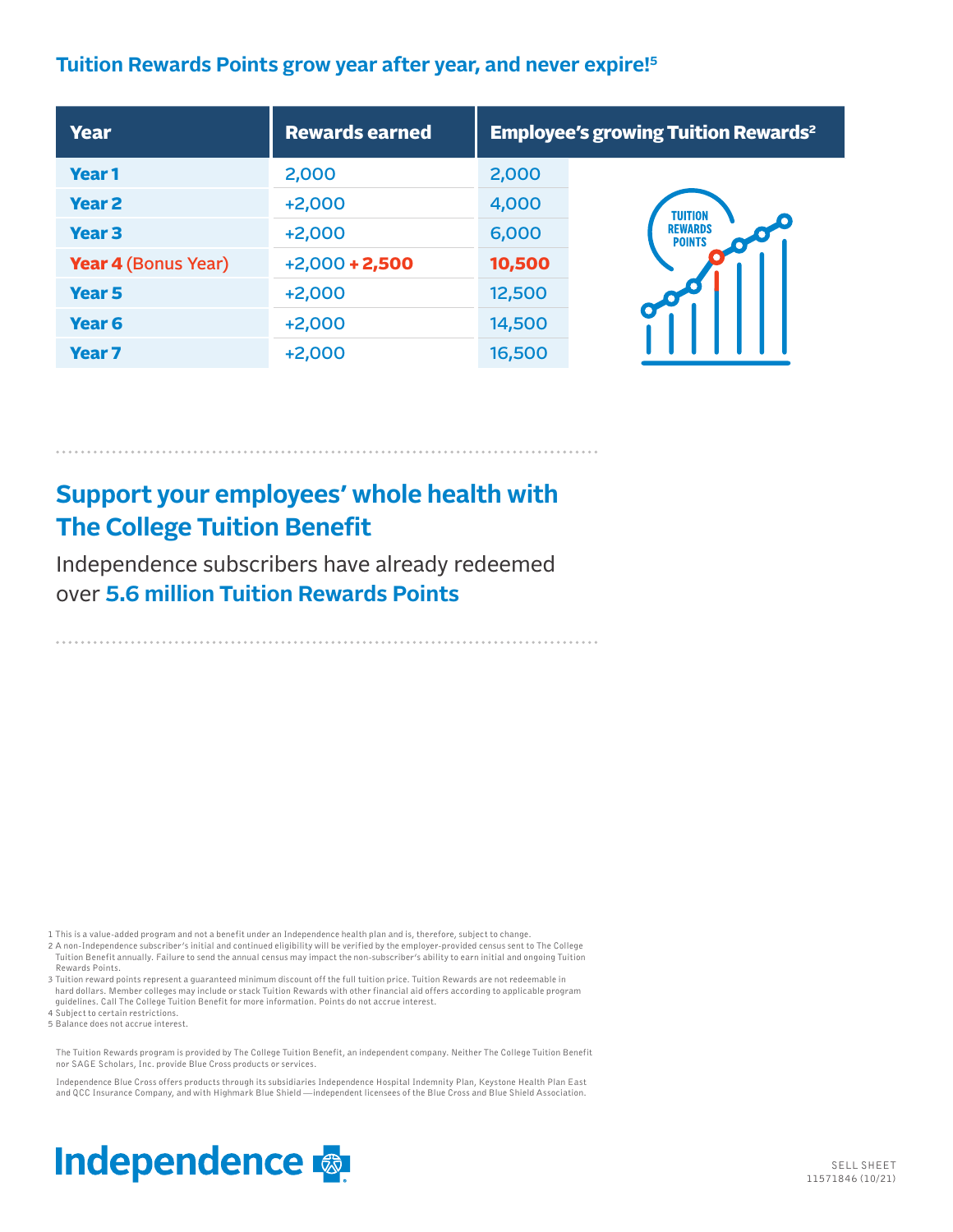## Tuition Rewards Points grow year after year, and never expire![5]

| Year | Rewards earned | Employee's growing Tuition Rewards[2] |
|---|---|---|
| Year 1 | 2,000 | 2,000 |
| Year 2 | +2,000 | 4,000 |
| Year 3 | +2,000 | 6,000 |
| Year 4 (Bonus Year) | +2,000 + 2,500 | **10,500** |
| Year 5 | +2,000 | 12,500 |
| Year 6 | +2,000 | 14,500 |
| Year 7 | +2,000 | 16,500 |

TUITION REWARDS POINTS

## Support your employees' whole health with The College Tuition Benefit

Independence subscribers have already redeemed over **5.6 million Tuition Rewards Points**

1 This is a value-added program and not a benefit under an Independence health plan and is, therefore, subject to change.
2 A non-Independence subscriber's initial and continued eligibility will be verified by the employer-provided census sent to The College Tuition Benefit annually. Failure to send the annual census may impact the non-subscriber's ability to earn initial and ongoing Tuition Rewards Points.
3 Tuition reward points represent a guaranteed minimum discount off the full tuition price. Tuition Rewards are not redeemable in hard dollars. Member colleges may include or stack Tuition Rewards with other financial aid offers according to applicable program guidelines. Call The College Tuition Benefit for more information. Points do not accrue interest.
4 Subject to certain restrictions.
5 Balance does not accrue interest.

The Tuition Rewards program is provided by The College Tuition Benefit, an independent company. Neither The College Tuition Benefit nor SAGE Scholars, Inc. provide Blue Cross products or services.

Independence Blue Cross offers products through its subsidiaries Independence Hospital Indemnity Plan, Keystone Health Plan East and QCC Insurance Company, and with Highmark Blue Shield —independent licensees of the Blue Cross and Blue Shield Association.

Independence

SELL SHEET
11571846 (10/21)